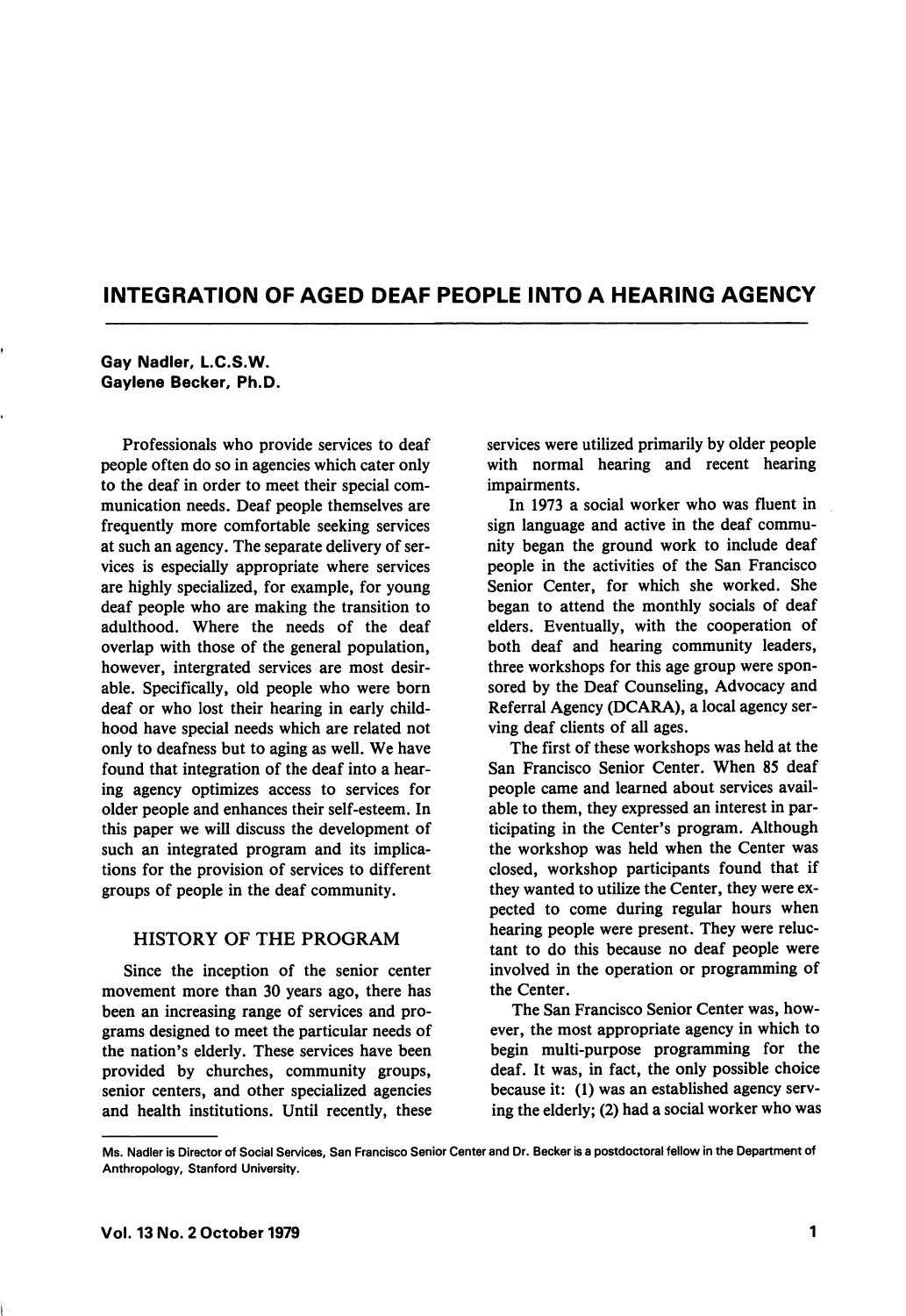# INTEGRATION OF AGED DEAF PEOPLE INTO A HEARING AGENCY

**Gay Nadler, L.C.S.W.**
**Gaylene Becker, Ph.D.**

Professionals who provide services to deaf people often do so in agencies which cater only to the deaf in order to meet their special communication needs. Deaf people themselves are frequently more comfortable seeking services at such an agency. The separate delivery of services is especially appropriate where services are highly specialized, for example, for young deaf people who are making the transition to adulthood. Where the needs of the deaf overlap with those of the general population, however, intergrated services are most desirable. Specifically, old people who were born deaf or who lost their hearing in early childhood have special needs which are related not only to deafness but to aging as well. We have found that integration of the deaf into a hearing agency optimizes access to services for older people and enhances their self-esteem. In this paper we will discuss the development of such an integrated program and its implications for the provision of services to different groups of people in the deaf community.

## HISTORY OF THE PROGRAM

Since the inception of the senior center movement more than 30 years ago, there has been an increasing range of services and programs designed to meet the particular needs of the nation's elderly. These services have been provided by churches, community groups, senior centers, and other specialized agencies and health institutions. Until recently, these services were utilized primarily by older people with normal hearing and recent hearing impairments.

In 1973 a social worker who was fluent in sign language and active in the deaf community began the ground work to include deaf people in the activities of the San Francisco Senior Center, for which she worked. She began to attend the monthly socials of deaf elders. Eventually, with the cooperation of both deaf and hearing community leaders, three workshops for this age group were sponsored by the Deaf Counseling, Advocacy and Referral Agency (DCARA), a local agency serving deaf clients of all ages.

The first of these workshops was held at the San Francisco Senior Center. When 85 deaf people came and learned about services available to them, they expressed an interest in participating in the Center's program. Although the workshop was held when the Center was closed, workshop participants found that if they wanted to utilize the Center, they were expected to come during regular hours when hearing people were present. They were reluctant to do this because no deaf people were involved in the operation or programming of the Center.

The San Francisco Senior Center was, however, the most appropriate agency in which to begin multi-purpose programming for the deaf. It was, in fact, the only possible choice because it: (1) was an established agency serving the elderly; (2) had a social worker who was

---

Ms. Nadler is Director of Social Services, San Francisco Senior Center and Dr. Becker is a postdoctoral fellow in the Department of Anthropology, Stanford University.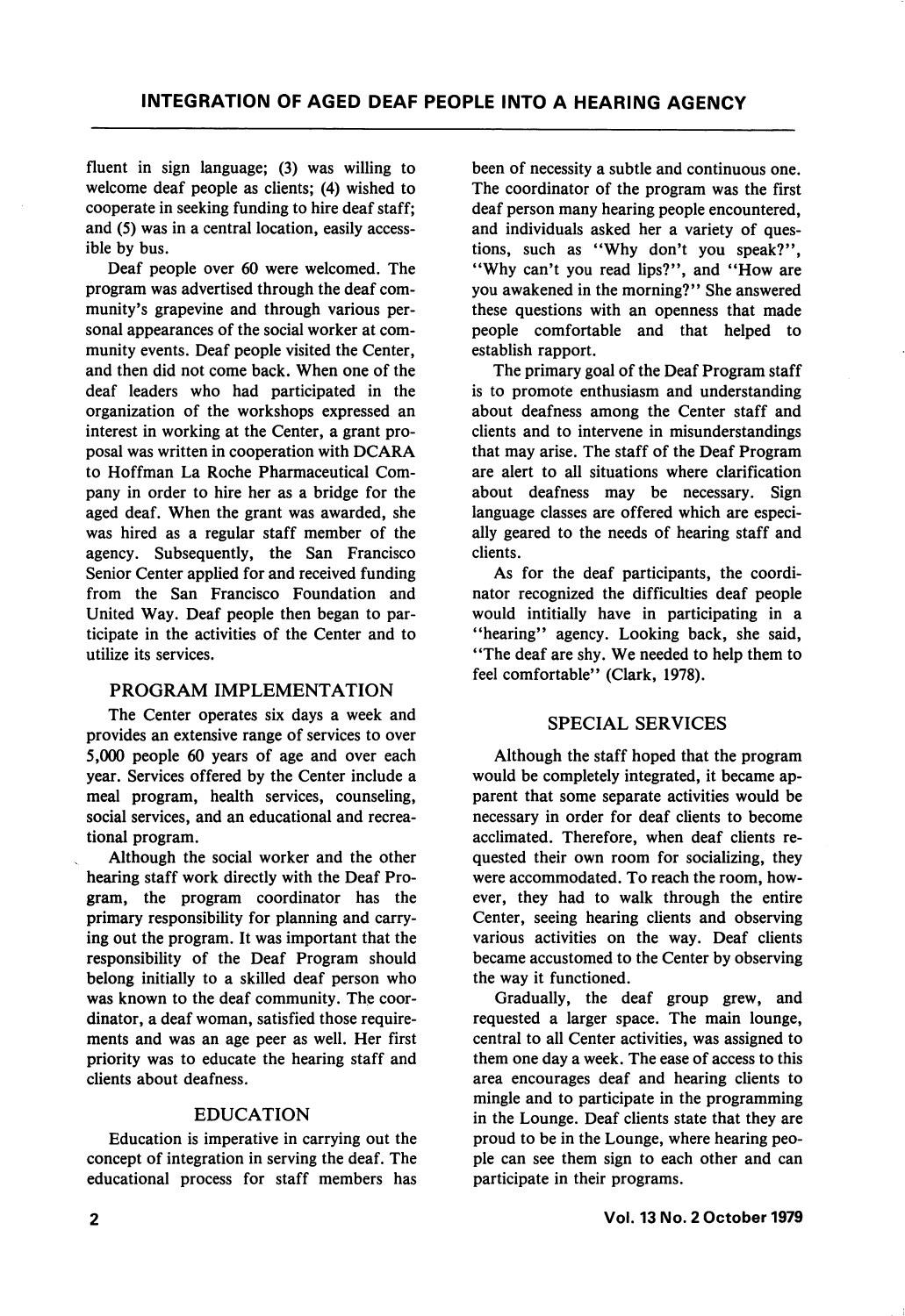fluent in sign language; (3) was willing to welcome deaf people as clients; (4) wished to cooperate in seeking funding to hire deaf staff; and (5) was in a central location, easily accessible by bus.

Deaf people over 60 were welcomed. The program was advertised through the deaf community's grapevine and through various personal appearances of the social worker at community events. Deaf people visited the Center, and then did not come back. When one of the deaf leaders who had participated in the organization of the workshops expressed an interest in working at the Center, a grant proposal was written in cooperation with DCARA to Hoffman La Roche Pharmaceutical Company in order to hire her as a bridge for the aged deaf. When the grant was awarded, she was hired as a regular staff member of the agency. Subsequently, the San Francisco Senior Center applied for and received funding from the San Francisco Foundation and United Way. Deaf people then began to participate in the activities of the Center and to utilize its services.

## PROGRAM IMPLEMENTATION

The Center operates six days a week and provides an extensive range of services to over 5,000 people 60 years of age and over each year. Services offered by the Center include a meal program, health services, counseling, social services, and an educational and recreational program.

Although the social worker and the other hearing staff work directly with the Deaf Program, the program coordinator has the primary responsibility for planning and carrying out the program. It was important that the responsibility of the Deaf Program should belong initially to a skilled deaf person who was known to the deaf community. The coordinator, a deaf woman, satisfied those requirements and was an age peer as well. Her first priority was to educate the hearing staff and clients about deafness.

## EDUCATION

Education is imperative in carrying out the concept of integration in serving the deaf. The educational process for staff members has been of necessity a subtle and continuous one. The coordinator of the program was the first deaf person many hearing people encountered, and individuals asked her a variety of questions, such as "Why don't you speak?", "Why can't you read lips?", and "How are you awakened in the morning?" She answered these questions with an openness that made people comfortable and that helped to establish rapport.

The primary goal of the Deaf Program staff is to promote enthusiasm and understanding about deafness among the Center staff and clients and to intervene in misunderstandings that may arise. The staff of the Deaf Program are alert to all situations where clarification about deafness may be necessary. Sign language classes are offered which are especially geared to the needs of hearing staff and clients.

As for the deaf participants, the coordinator recognized the difficulties deaf people would intitially have in participating in a "hearing" agency. Looking back, she said, "The deaf are shy. We needed to help them to feel comfortable" (Clark, 1978).

## SPECIAL SERVICES

Although the staff hoped that the program would be completely integrated, it became apparent that some separate activities would be necessary in order for deaf clients to become acclimated. Therefore, when deaf clients requested their own room for socializing, they were accommodated. To reach the room, however, they had to walk through the entire Center, seeing hearing clients and observing various activities on the way. Deaf clients became accustomed to the Center by observing the way it functioned.

Gradually, the deaf group grew, and requested a larger space. The main lounge, central to all Center activities, was assigned to them one day a week. The ease of access to this area encourages deaf and hearing clients to mingle and to participate in the programming in the Lounge. Deaf clients state that they are proud to be in the Lounge, where hearing people can see them sign to each other and can participate in their programs.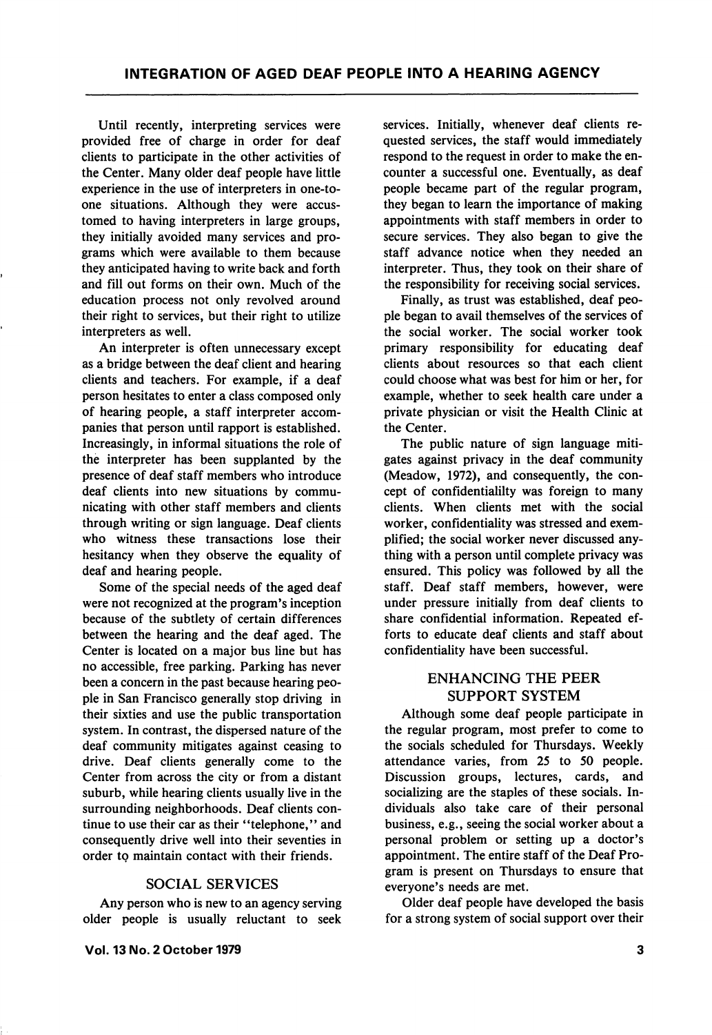Until recently, interpreting services were provided free of charge in order for deaf clients to participate in the other activities of the Center. Many older deaf people have little experience in the use of interpreters in one-to-one situations. Although they were accustomed to having interpreters in large groups, they initially avoided many services and programs which were available to them because they anticipated having to write back and forth and fill out forms on their own. Much of the education process not only revolved around their right to services, but their right to utilize interpreters as well.

An interpreter is often unnecessary except as a bridge between the deaf client and hearing clients and teachers. For example, if a deaf person hesitates to enter a class composed only of hearing people, a staff interpreter accompanies that person until rapport is established. Increasingly, in informal situations the role of the interpreter has been supplanted by the presence of deaf staff members who introduce deaf clients into new situations by communicating with other staff members and clients through writing or sign language. Deaf clients who witness these transactions lose their hesitancy when they observe the equality of deaf and hearing people.

Some of the special needs of the aged deaf were not recognized at the program's inception because of the subtlety of certain differences between the hearing and the deaf aged. The Center is located on a major bus line but has no accessible, free parking. Parking has never been a concern in the past because hearing people in San Francisco generally stop driving in their sixties and use the public transportation system. In contrast, the dispersed nature of the deaf community mitigates against ceasing to drive. Deaf clients generally come to the Center from across the city or from a distant suburb, while hearing clients usually live in the surrounding neighborhoods. Deaf clients continue to use their car as their "telephone," and consequently drive well into their seventies in order to maintain contact with their friends.

## SOCIAL SERVICES

Any person who is new to an agency serving older people is usually reluctant to seek services. Initially, whenever deaf clients requested services, the staff would immediately respond to the request in order to make the encounter a successful one. Eventually, as deaf people became part of the regular program, they began to learn the importance of making appointments with staff members in order to secure services. They also began to give the staff advance notice when they needed an interpreter. Thus, they took on their share of the responsibility for receiving social services.

Finally, as trust was established, deaf people began to avail themselves of the services of the social worker. The social worker took primary responsibility for educating deaf clients about resources so that each client could choose what was best for him or her, for example, whether to seek health care under a private physician or visit the Health Clinic at the Center.

The public nature of sign language mitigates against privacy in the deaf community (Meadow, 1972), and consequently, the concept of confidentialilty was foreign to many clients. When clients met with the social worker, confidentiality was stressed and exemplified; the social worker never discussed anything with a person until complete privacy was ensured. This policy was followed by all the staff. Deaf staff members, however, were under pressure initially from deaf clients to share confidential information. Repeated efforts to educate deaf clients and staff about confidentiality have been successful.

## ENHANCING THE PEER SUPPORT SYSTEM

Although some deaf people participate in the regular program, most prefer to come to the socials scheduled for Thursdays. Weekly attendance varies, from 25 to 50 people. Discussion groups, lectures, cards, and socializing are the staples of these socials. Individuals also take care of their personal business, e.g., seeing the social worker about a personal problem or setting up a doctor's appointment. The entire staff of the Deaf Program is present on Thursdays to ensure that everyone's needs are met.

Older deaf people have developed the basis for a strong system of social support over their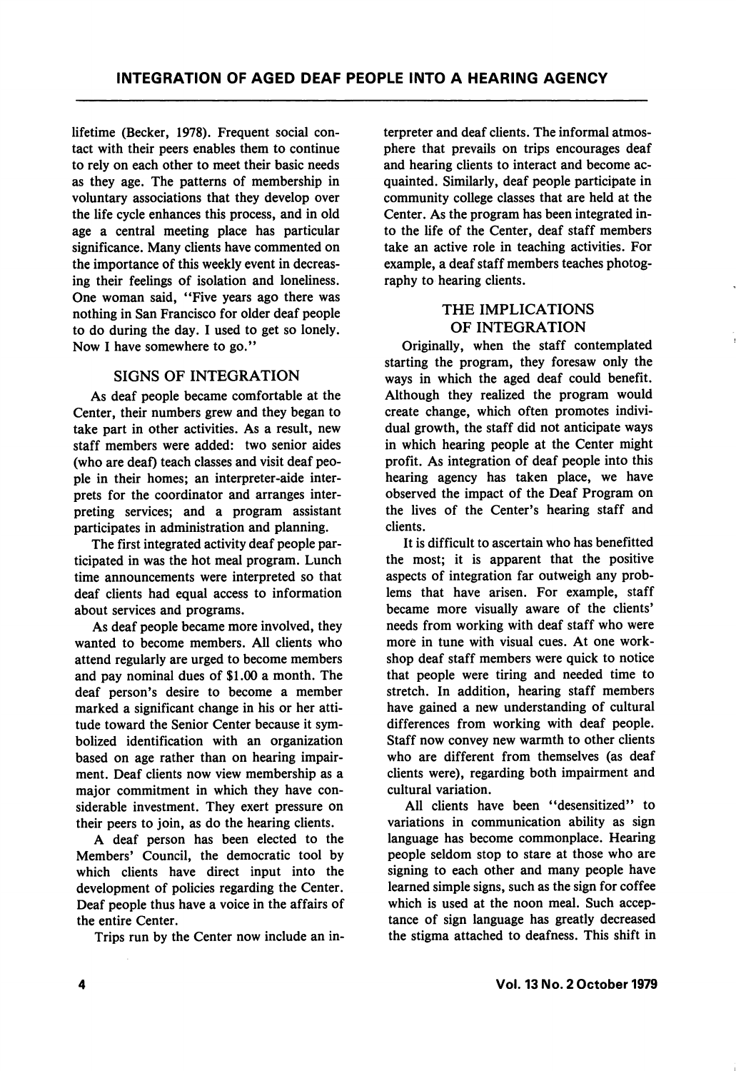lifetime (Becker, 1978). Frequent social contact with their peers enables them to continue to rely on each other to meet their basic needs as they age. The patterns of membership in voluntary associations that they develop over the life cycle enhances this process, and in old age a central meeting place has particular significance. Many clients have commented on the importance of this weekly event in decreasing their feelings of isolation and loneliness. One woman said, "Five years ago there was nothing in San Francisco for older deaf people to do during the day. I used to get so lonely. Now I have somewhere to go."

## SIGNS OF INTEGRATION

As deaf people became comfortable at the Center, their numbers grew and they began to take part in other activities. As a result, new staff members were added: two senior aides (who are deaf) teach classes and visit deaf people in their homes; an interpreter-aide interprets for the coordinator and arranges interpreting services; and a program assistant participates in administration and planning.

The first integrated activity deaf people participated in was the hot meal program. Lunch time announcements were interpreted so that deaf clients had equal access to information about services and programs.

As deaf people became more involved, they wanted to become members. All clients who attend regularly are urged to become members and pay nominal dues of $1.00 a month. The deaf person's desire to become a member marked a significant change in his or her attitude toward the Senior Center because it symbolized identification with an organization based on age rather than on hearing impairment. Deaf clients now view membership as a major commitment in which they have considerable investment. They exert pressure on their peers to join, as do the hearing clients.

A deaf person has been elected to the Members' Council, the democratic tool by which clients have direct input into the development of policies regarding the Center. Deaf people thus have a voice in the affairs of the entire Center.

Trips run by the Center now include an interpreter and deaf clients. The informal atmosphere that prevails on trips encourages deaf and hearing clients to interact and become acquainted. Similarly, deaf people participate in community college classes that are held at the Center. As the program has been integrated into the life of the Center, deaf staff members take an active role in teaching activities. For example, a deaf staff members teaches photography to hearing clients.

## THE IMPLICATIONS OF INTEGRATION

Originally, when the staff contemplated starting the program, they foresaw only the ways in which the aged deaf could benefit. Although they realized the program would create change, which often promotes individual growth, the staff did not anticipate ways in which hearing people at the Center might profit. As integration of deaf people into this hearing agency has taken place, we have observed the impact of the Deaf Program on the lives of the Center's hearing staff and clients.

It is difficult to ascertain who has benefitted the most; it is apparent that the positive aspects of integration far outweigh any problems that have arisen. For example, staff became more visually aware of the clients' needs from working with deaf staff who were more in tune with visual cues. At one workshop deaf staff members were quick to notice that people were tiring and needed time to stretch. In addition, hearing staff members have gained a new understanding of cultural differences from working with deaf people. Staff now convey new warmth to other clients who are different from themselves (as deaf clients were), regarding both impairment and cultural variation.

All clients have been "desensitized" to variations in communication ability as sign language has become commonplace. Hearing people seldom stop to stare at those who are signing to each other and many people have learned simple signs, such as the sign for coffee which is used at the noon meal. Such acceptance of sign language has greatly decreased the stigma attached to deafness. This shift in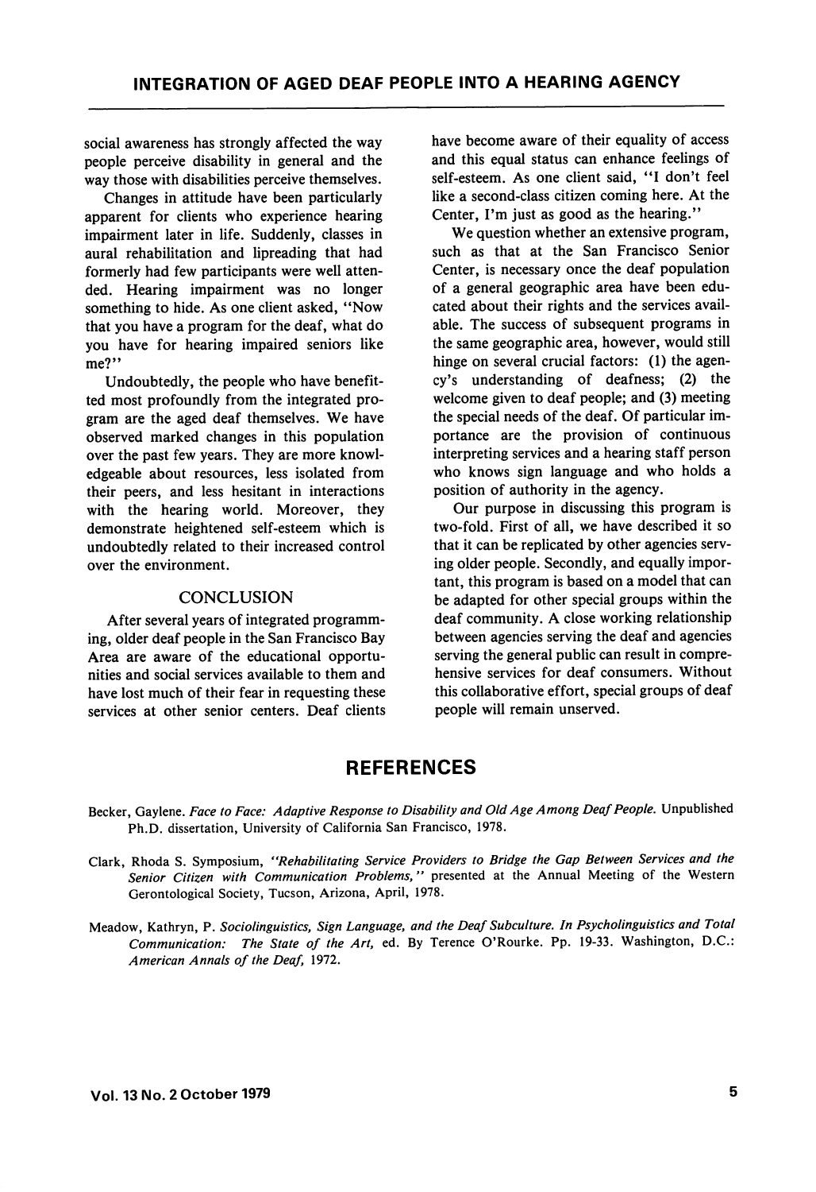social awareness has strongly affected the way people perceive disability in general and the way those with disabilities perceive themselves.

Changes in attitude have been particularly apparent for clients who experience hearing impairment later in life. Suddenly, classes in aural rehabilitation and lipreading that had formerly had few participants were well attended. Hearing impairment was no longer something to hide. As one client asked, "Now that you have a program for the deaf, what do you have for hearing impaired seniors like me?"

Undoubtedly, the people who have benefitted most profoundly from the integrated program are the aged deaf themselves. We have observed marked changes in this population over the past few years. They are more knowledgeable about resources, less isolated from their peers, and less hesitant in interactions with the hearing world. Moreover, they demonstrate heightened self-esteem which is undoubtedly related to their increased control over the environment.

## CONCLUSION

After several years of integrated programming, older deaf people in the San Francisco Bay Area are aware of the educational opportunities and social services available to them and have lost much of their fear in requesting these services at other senior centers. Deaf clients have become aware of their equality of access and this equal status can enhance feelings of self-esteem. As one client said, "I don't feel like a second-class citizen coming here. At the Center, I'm just as good as the hearing."

We question whether an extensive program, such as that at the San Francisco Senior Center, is necessary once the deaf population of a general geographic area have been educated about their rights and the services available. The success of subsequent programs in the same geographic area, however, would still hinge on several crucial factors: (1) the agency's understanding of deafness; (2) the welcome given to deaf people; and (3) meeting the special needs of the deaf. Of particular importance are the provision of continuous interpreting services and a hearing staff person who knows sign language and who holds a position of authority in the agency.

Our purpose in discussing this program is two-fold. First of all, we have described it so that it can be replicated by other agencies serving older people. Secondly, and equally important, this program is based on a model that can be adapted for other special groups within the deaf community. A close working relationship between agencies serving the deaf and agencies serving the general public can result in comprehensive services for deaf consumers. Without this collaborative effort, special groups of deaf people will remain unserved.

## REFERENCES

Becker, Gaylene. *Face to Face: Adaptive Response to Disability and Old Age Among Deaf People.* Unpublished Ph.D. dissertation, University of California San Francisco, 1978.

Clark, Rhoda S. Symposium, *"Rehabilitating Service Providers to Bridge the Gap Between Services and the Senior Citizen with Communication Problems,"* presented at the Annual Meeting of the Western Gerontological Society, Tucson, Arizona, April, 1978.

Meadow, Kathryn, P. *Sociolinguistics, Sign Language, and the Deaf Subculture. In Psycholinguistics and Total Communication: The State of the Art,* ed. By Terence O'Rourke. Pp. 19-33. Washington, D.C.: *American Annals of the Deaf,* 1972.